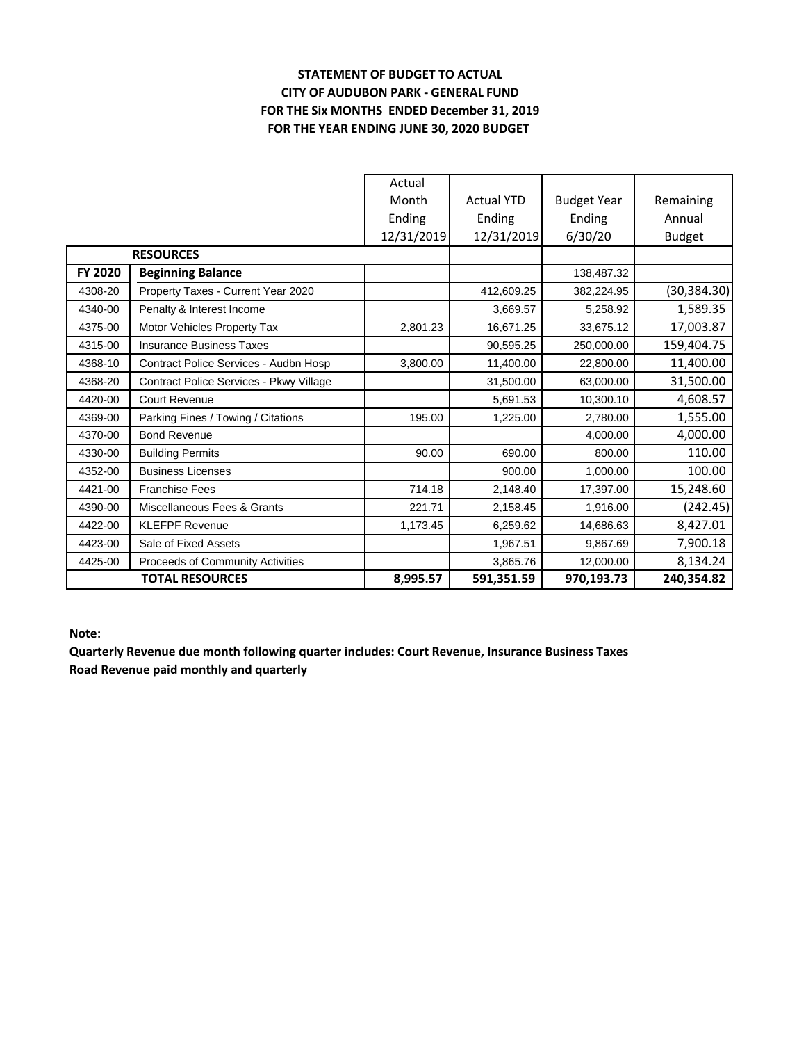**STATEMENT OF BUDGET TO ACTUAL**
**CITY OF AUDUBON PARK - GENERAL FUND**
**FOR THE Six MONTHS ENDED December 31, 2019**
**FOR THE YEAR ENDING JUNE 30, 2020 BUDGET**

| | | Actual Month Ending 12/31/2019 | Actual YTD Ending 12/31/2019 | Budget Year Ending 6/30/20 | Remaining Annual Budget |
|---|---|---|---|---|---|
| | **RESOURCES** | | | | |
| **FY 2020** | **Beginning Balance** | | | 138,487.32 | |
| 4308-20 | Property Taxes - Current Year 2020 | | 412,609.25 | 382,224.95 | (30,384.30) |
| 4340-00 | Penalty & Interest Income | | 3,669.57 | 5,258.92 | 1,589.35 |
| 4375-00 | Motor Vehicles Property Tax | 2,801.23 | 16,671.25 | 33,675.12 | 17,003.87 |
| 4315-00 | Insurance Business Taxes | | 90,595.25 | 250,000.00 | 159,404.75 |
| 4368-10 | Contract Police Services - Audbn Hosp | 3,800.00 | 11,400.00 | 22,800.00 | 11,400.00 |
| 4368-20 | Contract Police Services - Pkwy Village | | 31,500.00 | 63,000.00 | 31,500.00 |
| 4420-00 | Court Revenue | | 5,691.53 | 10,300.10 | 4,608.57 |
| 4369-00 | Parking Fines / Towing / Citations | 195.00 | 1,225.00 | 2,780.00 | 1,555.00 |
| 4370-00 | Bond Revenue | | | 4,000.00 | 4,000.00 |
| 4330-00 | Building Permits | 90.00 | 690.00 | 800.00 | 110.00 |
| 4352-00 | Business Licenses | | 900.00 | 1,000.00 | 100.00 |
| 4421-00 | Franchise Fees | 714.18 | 2,148.40 | 17,397.00 | 15,248.60 |
| 4390-00 | Miscellaneous Fees & Grants | 221.71 | 2,158.45 | 1,916.00 | (242.45) |
| 4422-00 | KLEFPF Revenue | 1,173.45 | 6,259.62 | 14,686.63 | 8,427.01 |
| 4423-00 | Sale of Fixed Assets | | 1,967.51 | 9,867.69 | 7,900.18 |
| 4425-00 | Proceeds of Community Activities | | 3,865.76 | 12,000.00 | 8,134.24 |
| | **TOTAL RESOURCES** | **8,995.57** | **591,351.59** | **970,193.73** | **240,354.82** |

**Note:**

**Quarterly Revenue due month following quarter includes: Court Revenue, Insurance Business Taxes**

**Road Revenue paid monthly and quarterly**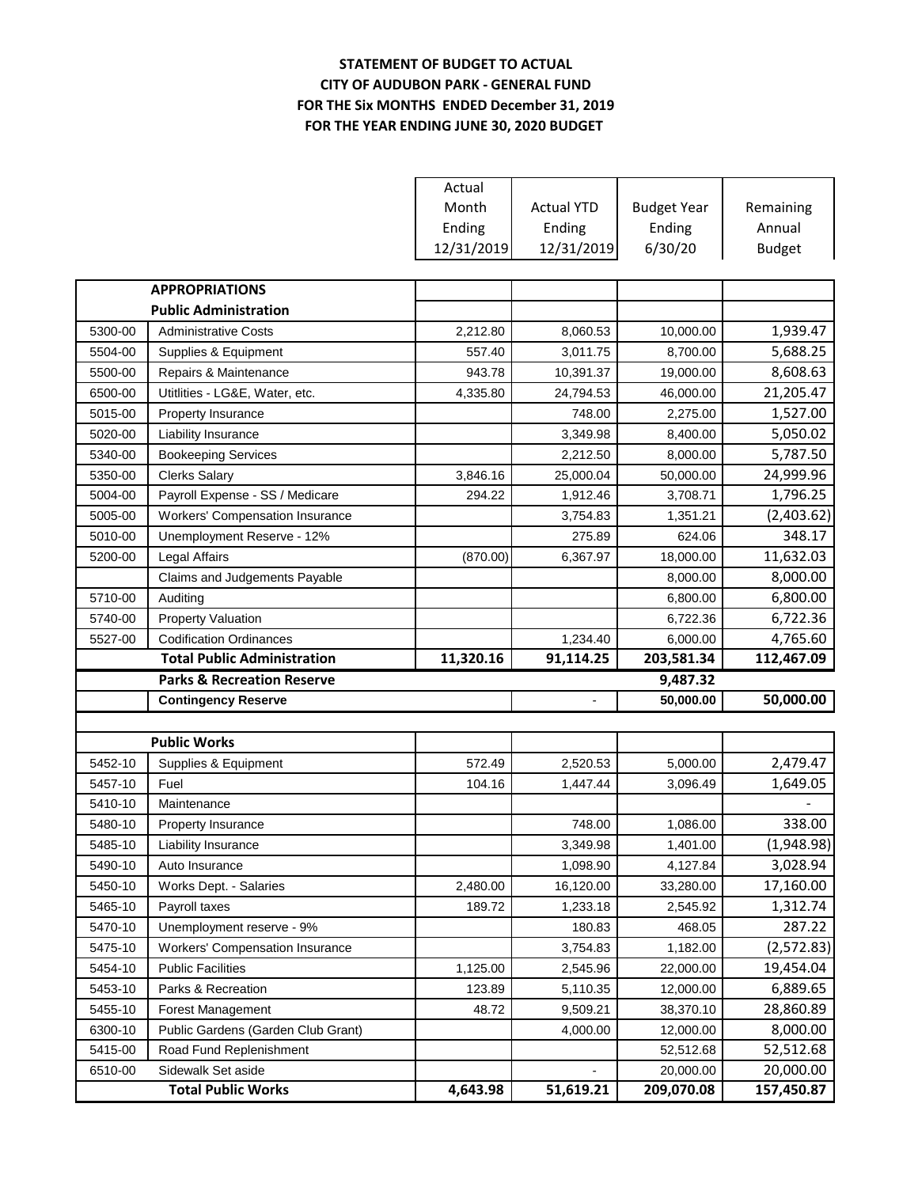**STATEMENT OF BUDGET TO ACTUAL**
**CITY OF AUDUBON PARK - GENERAL FUND**
**FOR THE Six MONTHS ENDED December 31, 2019**
**FOR THE YEAR ENDING JUNE 30, 2020 BUDGET**

| | | Actual Month Ending 12/31/2019 | Actual YTD Ending 12/31/2019 | Budget Year Ending 6/30/20 | Remaining Annual Budget |
|---|---|---|---|---|---|
| | **APPROPRIATIONS** | | | | |
| | **Public Administration** | | | | |
| 5300-00 | Administrative Costs | 2,212.80 | 8,060.53 | 10,000.00 | 1,939.47 |
| 5504-00 | Supplies & Equipment | 557.40 | 3,011.75 | 8,700.00 | 5,688.25 |
| 5500-00 | Repairs & Maintenance | 943.78 | 10,391.37 | 19,000.00 | 8,608.63 |
| 6500-00 | Utitlities - LG&E, Water, etc. | 4,335.80 | 24,794.53 | 46,000.00 | 21,205.47 |
| 5015-00 | Property Insurance | | 748.00 | 2,275.00 | 1,527.00 |
| 5020-00 | Liability Insurance | | 3,349.98 | 8,400.00 | 5,050.02 |
| 5340-00 | Bookeeping Services | | 2,212.50 | 8,000.00 | 5,787.50 |
| 5350-00 | Clerks Salary | 3,846.16 | 25,000.04 | 50,000.00 | 24,999.96 |
| 5004-00 | Payroll Expense - SS / Medicare | 294.22 | 1,912.46 | 3,708.71 | 1,796.25 |
| 5005-00 | Workers' Compensation Insurance | | 3,754.83 | 1,351.21 | (2,403.62) |
| 5010-00 | Unemployment Reserve - 12% | | 275.89 | 624.06 | 348.17 |
| 5200-00 | Legal Affairs | (870.00) | 6,367.97 | 18,000.00 | 11,632.03 |
| | Claims and Judgements Payable | | | 8,000.00 | 8,000.00 |
| 5710-00 | Auditing | | | 6,800.00 | 6,800.00 |
| 5740-00 | Property Valuation | | | 6,722.36 | 6,722.36 |
| 5527-00 | Codification Ordinances | | 1,234.40 | 6,000.00 | 4,765.60 |
| | **Total Public Administration** | **11,320.16** | **91,114.25** | **203,581.34** | **112,467.09** |
| | **Parks & Recreation Reserve** | | | **9,487.32** | |
| | **Contingency Reserve** | | - | **50,000.00** | **50,000.00** |
| | | | | | |
| | **Public Works** | | | | |
| 5452-10 | Supplies & Equipment | 572.49 | 2,520.53 | 5,000.00 | 2,479.47 |
| 5457-10 | Fuel | 104.16 | 1,447.44 | 3,096.49 | 1,649.05 |
| 5410-10 | Maintenance | | | | - |
| 5480-10 | Property Insurance | | 748.00 | 1,086.00 | 338.00 |
| 5485-10 | Liability Insurance | | 3,349.98 | 1,401.00 | (1,948.98) |
| 5490-10 | Auto Insurance | | 1,098.90 | 4,127.84 | 3,028.94 |
| 5450-10 | Works Dept. - Salaries | 2,480.00 | 16,120.00 | 33,280.00 | 17,160.00 |
| 5465-10 | Payroll taxes | 189.72 | 1,233.18 | 2,545.92 | 1,312.74 |
| 5470-10 | Unemployment reserve - 9% | | 180.83 | 468.05 | 287.22 |
| 5475-10 | Workers' Compensation Insurance | | 3,754.83 | 1,182.00 | (2,572.83) |
| 5454-10 | Public Facilities | 1,125.00 | 2,545.96 | 22,000.00 | 19,454.04 |
| 5453-10 | Parks & Recreation | 123.89 | 5,110.35 | 12,000.00 | 6,889.65 |
| 5455-10 | Forest Management | 48.72 | 9,509.21 | 38,370.10 | 28,860.89 |
| 6300-10 | Public Gardens (Garden Club Grant) | | 4,000.00 | 12,000.00 | 8,000.00 |
| 5415-00 | Road Fund Replenishment | | | 52,512.68 | 52,512.68 |
| 6510-00 | Sidewalk Set aside | | - | 20,000.00 | 20,000.00 |
| | **Total Public Works** | **4,643.98** | **51,619.21** | **209,070.08** | **157,450.87** |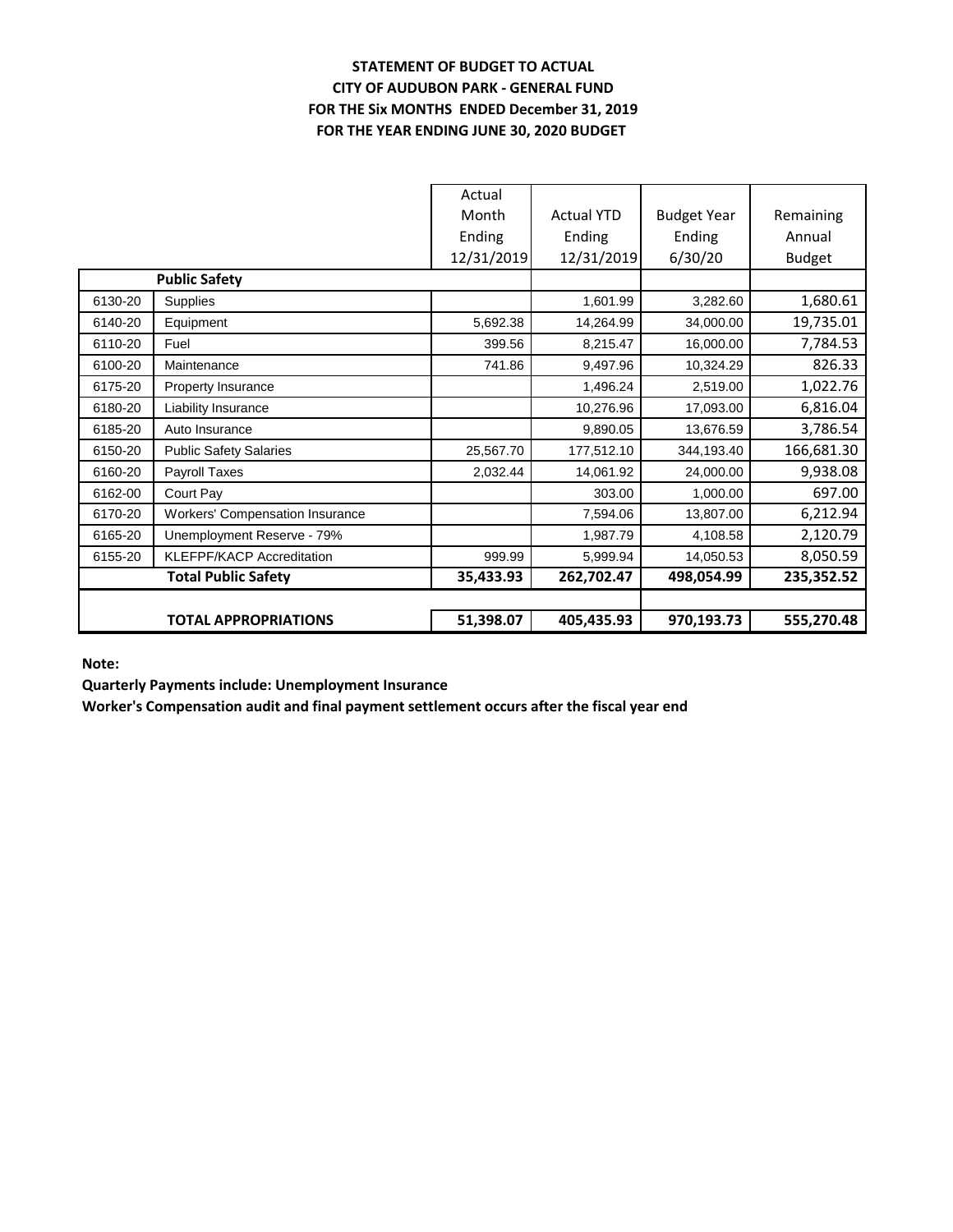**STATEMENT OF BUDGET TO ACTUAL**
**CITY OF AUDUBON PARK - GENERAL FUND**
**FOR THE Six MONTHS ENDED December 31, 2019**
**FOR THE YEAR ENDING JUNE 30, 2020 BUDGET**

| | | Actual Month Ending 12/31/2019 | Actual YTD Ending 12/31/2019 | Budget Year Ending 6/30/20 | Remaining Annual Budget |
|---|---|---|---|---|---|
| | **Public Safety** | | | | |
| 6130-20 | Supplies | | 1,601.99 | 3,282.60 | 1,680.61 |
| 6140-20 | Equipment | 5,692.38 | 14,264.99 | 34,000.00 | 19,735.01 |
| 6110-20 | Fuel | 399.56 | 8,215.47 | 16,000.00 | 7,784.53 |
| 6100-20 | Maintenance | 741.86 | 9,497.96 | 10,324.29 | 826.33 |
| 6175-20 | Property Insurance | | 1,496.24 | 2,519.00 | 1,022.76 |
| 6180-20 | Liability Insurance | | 10,276.96 | 17,093.00 | 6,816.04 |
| 6185-20 | Auto Insurance | | 9,890.05 | 13,676.59 | 3,786.54 |
| 6150-20 | Public Safety Salaries | 25,567.70 | 177,512.10 | 344,193.40 | 166,681.30 |
| 6160-20 | Payroll Taxes | 2,032.44 | 14,061.92 | 24,000.00 | 9,938.08 |
| 6162-00 | Court Pay | | 303.00 | 1,000.00 | 697.00 |
| 6170-20 | Workers' Compensation Insurance | | 7,594.06 | 13,807.00 | 6,212.94 |
| 6165-20 | Unemployment Reserve - 79% | | 1,987.79 | 4,108.58 | 2,120.79 |
| 6155-20 | KLEFPF/KACP Accreditation | 999.99 | 5,999.94 | 14,050.53 | 8,050.59 |
| | **Total Public Safety** | **35,433.93** | **262,702.47** | **498,054.99** | **235,352.52** |
| | | | | | |
| | **TOTAL APPROPRIATIONS** | **51,398.07** | **405,435.93** | **970,193.73** | **555,270.48** |

**Note:**

**Quarterly Payments include: Unemployment Insurance**

**Worker's Compensation audit and final payment settlement occurs after the fiscal year end**